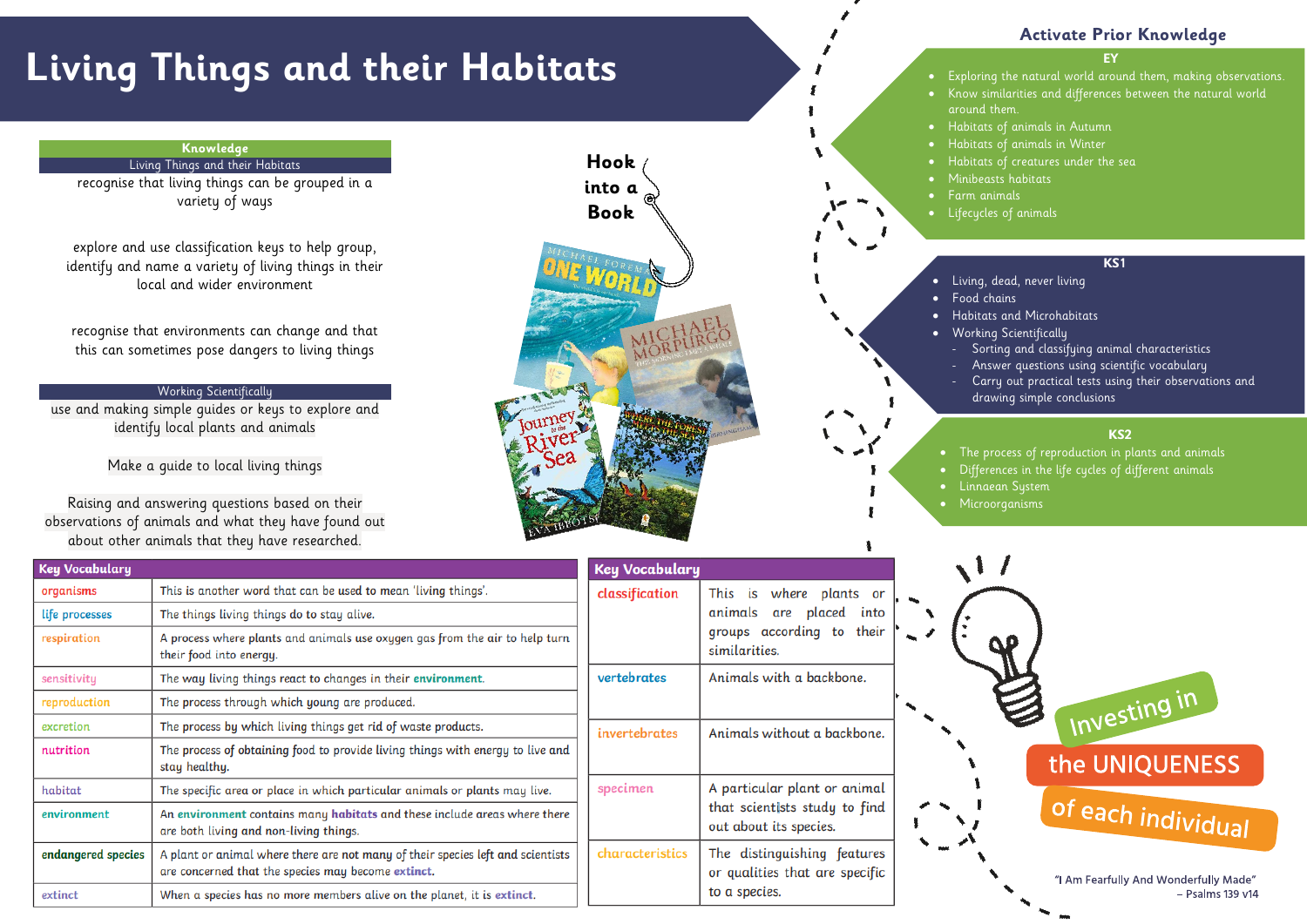# Living Things and their Habitats

## Knowledge

### Living Things and their Habitats

recognise that living things can be grouped in a variety of ways

explore and use classification keys to help group, identify and name a variety of living things in their local and wider environment

recognise that environments can change and that this can sometimes pose dangers to living things

### Working Scientifically

use and making simple guides or keys to explore and identify local plants and animals

Make a guide to local living things

Raising and answering questions based on their observations of animals and what they have found out about other animals that they have researched.

## Hook into a Book

## Activate Prior Knowledge

### EY

- Exploring the natural world around them, making observations.
- Know similarities and differences between the natural world around them.
- Habitats of animals in Autumn
- Habitats of animals in Winter
- Habitats of creatures under the sea
- Minibeasts habitats
- Farm animals
- Lifecycles of animals

### KS1

- Living, dead, never living
- Food chains
- Habitats and Microhabitats
- Working Scientifically
  - Sorting and classifying animal characteristics
  - Answer questions using scientific vocabulary
  - Carry out practical tests using their observations and drawing simple conclusions

### KS2

- The process of reproduction in plants and animals
- Differences in the life cycles of different animals
- Linnaean System
- Microorganisms

## Key Vocabulary

| Key Vocabulary | |
|---|---|
| organisms | This is another word that can be used to mean 'living things'. |
| life processes | The things living things do to stay alive. |
| respiration | A process where plants and animals use oxygen gas from the air to help turn their food into energy. |
| sensitivity | The way living things react to changes in their **environment**. |
| reproduction | The process through which young are produced. |
| excretion | The process by which living things get rid of waste products. |
| nutrition | The process of obtaining food to provide living things with energy to live and stay healthy. |
| habitat | The specific area or place in which particular animals or plants may live. |
| environment | An **environment** contains many **habitats** and these include areas where there are both living and non-living things. |
| endangered species | A plant or animal where there are not many of their species left and scientists are concerned that the species may become **extinct**. |
| extinct | When a species has no more members alive on the planet, it is **extinct**. |

| Key Vocabulary | |
|---|---|
| classification | This is where plants or animals are placed into groups according to their similarities. |
| vertebrates | Animals with a backbone. |
| invertebrates | Animals without a backbone. |
| specimen | A particular plant or animal that scientists study to find out about its species. |
| characteristics | The distinguishing features or qualities that are specific to a species. |

Investing in the UNIQUENESS of each individual

"I Am Fearfully And Wonderfully Made" – Psalms 139 v14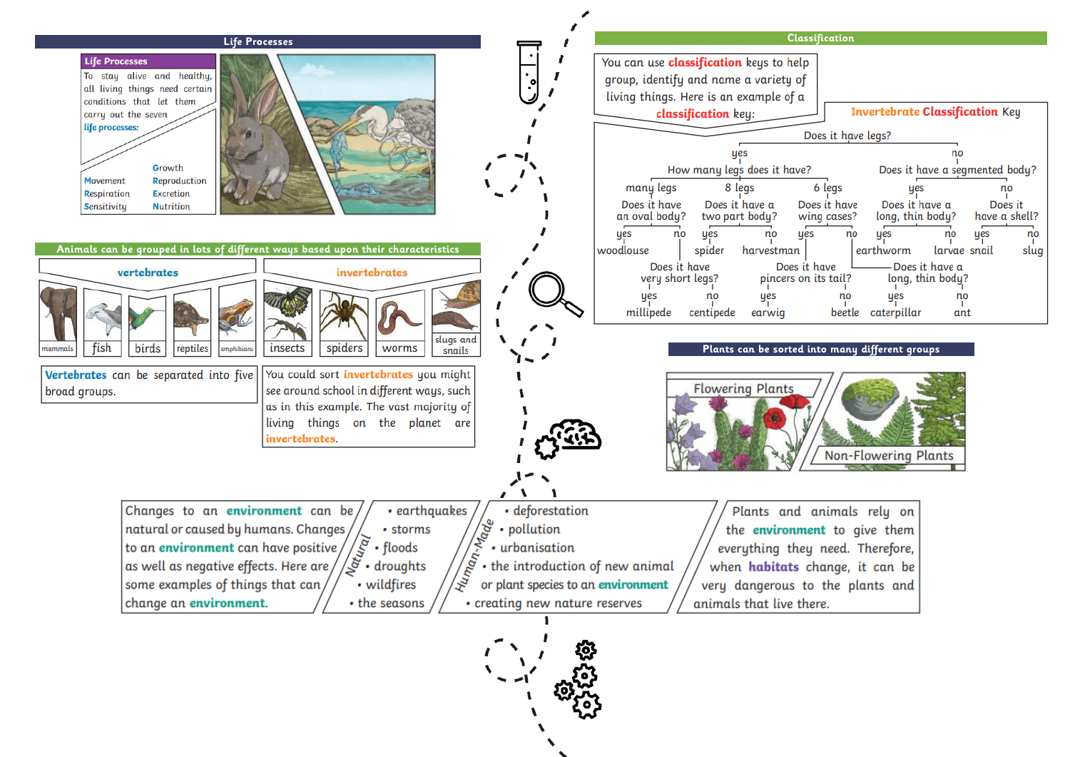## Life Processes

**Life Processes**

To stay alive and healthy, all living things need certain conditions that let them carry out the seven **life processes**:

- Movement
- Respiration
- Sensitivity
- Growth
- Reproduction
- Excretion
- Nutrition

## Animals can be grouped in lots of different ways based upon their characteristics

**vertebrates**

mammals, fish, birds, reptiles, amphibians

**invertebrates**

insects, spiders, worms, slugs and snails

**Vertebrates** can be separated into five broad groups.

You could sort **invertebrates** you might see around school in different ways, such as in this example. The vast majority of living things on the planet are **invertebrates**.

## Classification

You can use **classification** keys to help group, identify and name a variety of living things. Here is an example of a **classification** key:

### Invertebrate Classification Key

Does it have legs?

- **yes** → How many legs does it have?
  - **many legs** → Does it have an oval body?
    - yes → woodlouse
    - no → Does it have very short legs?
      - yes → millipede
      - no → centipede
  - **8 legs** → Does it have a two part body?
    - yes → spider
    - no → harvestman
  - **6 legs** → Does it have wing cases?
    - yes → Does it have pincers on its tail?
      - yes → earwig
      - no → beetle
    - no → Does it have a long, thin body?
      - yes → caterpillar
      - no → ant
- **no** → Does it have a segmented body?
  - **yes** → Does it have a long, thin body?
    - yes → earthworm
    - no → larvae
  - **no** → Does it have a shell?
    - yes → snail
    - no → slug

## Plants can be sorted into many different groups

- Flowering Plants
- Non-Flowering Plants

Changes to an **environment** can be natural or caused by humans. Changes to an **environment** can have positive as well as negative effects. Here are some examples of things that can change an **environment**.

**Natural**

- earthquakes
- storms
- floods
- droughts
- wildfires
- the seasons

**Human-Made**

- deforestation
- pollution
- urbanisation
- the introduction of new animal or plant species to an **environment**
- creating new nature reserves

Plants and animals rely on the **environment** to give them everything they need. Therefore, when **habitats** change, it can be very dangerous to the plants and animals that live there.